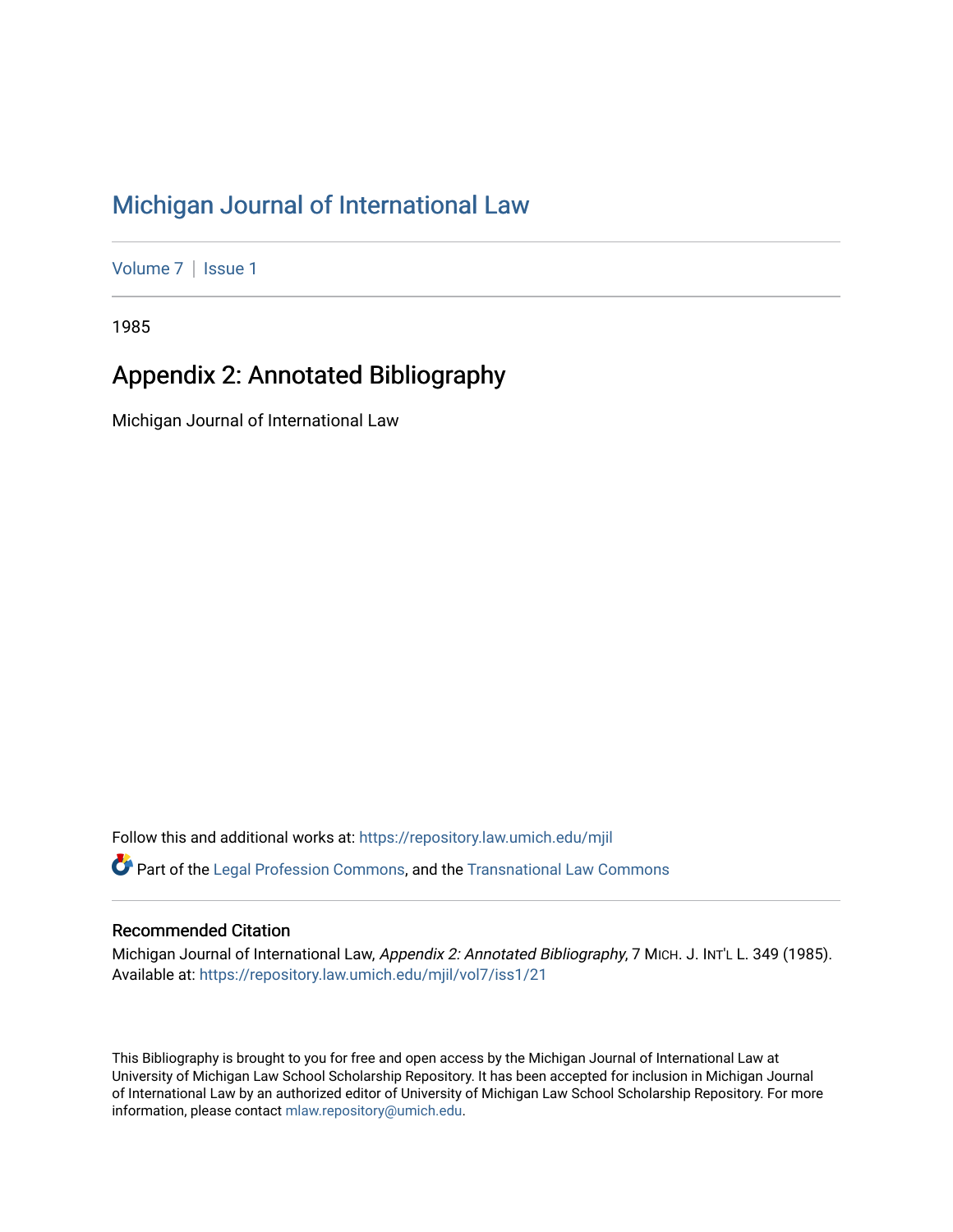# Michigan Journal of International Law

Volume 7 | Issue 1

1985

## Appendix 2: Annotated Bibliography

Michigan Journal of International Law

Follow this and additional works at: https://repository.law.umich.edu/mjil

Part of the Legal Profession Commons, and the Transnational Law Commons

### Recommended Citation

Michigan Journal of International Law, *Appendix 2: Annotated Bibliography*, 7 MICH. J. INT'L L. 349 (1985).
Available at: https://repository.law.umich.edu/mjil/vol7/iss1/21

This Bibliography is brought to you for free and open access by the Michigan Journal of International Law at University of Michigan Law School Scholarship Repository. It has been accepted for inclusion in Michigan Journal of International Law by an authorized editor of University of Michigan Law School Scholarship Repository. For more information, please contact mlaw.repository@umich.edu.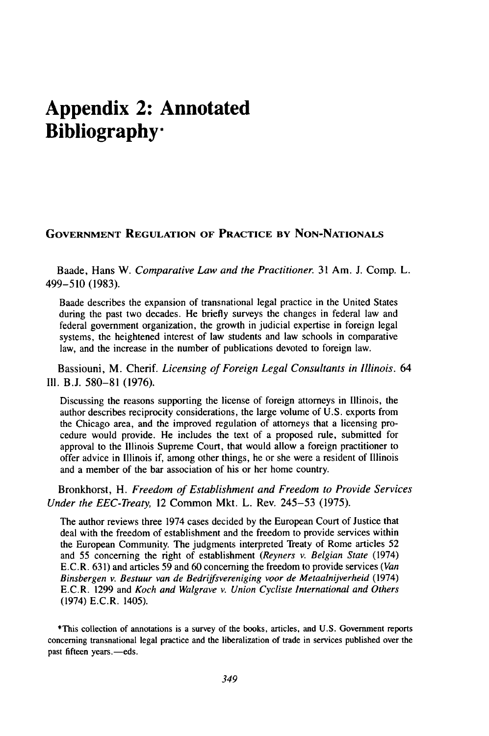# Appendix 2: Annotated Bibliography*

## Government Regulation of Practice by Non-Nationals

Baade, Hans W. *Comparative Law and the Practitioner.* 31 Am. J. Comp. L. 499–510 (1983).

> Baade describes the expansion of transnational legal practice in the United States during the past two decades. He briefly surveys the changes in federal law and federal government organization, the growth in judicial expertise in foreign legal systems, the heightened interest of law students and law schools in comparative law, and the increase in the number of publications devoted to foreign law.

Bassiouni, M. Cherif. *Licensing of Foreign Legal Consultants in Illinois.* 64 Ill. B.J. 580–81 (1976).

> Discussing the reasons supporting the license of foreign attorneys in Illinois, the author describes reciprocity considerations, the large volume of U.S. exports from the Chicago area, and the improved regulation of attorneys that a licensing procedure would provide. He includes the text of a proposed rule, submitted for approval to the Illinois Supreme Court, that would allow a foreign practitioner to offer advice in Illinois if, among other things, he or she were a resident of Illinois and a member of the bar association of his or her home country.

Bronkhorst, H. *Freedom of Establishment and Freedom to Provide Services Under the EEC-Treaty,* 12 Common Mkt. L. Rev. 245–53 (1975).

> The author reviews three 1974 cases decided by the European Court of Justice that deal with the freedom of establishment and the freedom to provide services within the European Community. The judgments interpreted Treaty of Rome articles 52 and 55 concerning the right of establishment (*Reyners v. Belgian State* (1974) E.C.R. 631) and articles 59 and 60 concerning the freedom to provide services (*Van Binsbergen v. Bestuur van de Bedrijfsvereniging voor de Metaalnijverheid* (1974) E.C.R. 1299 and *Koch and Walgrave v. Union Cycliste International and Others* (1974) E.C.R. 1405).

*This collection of annotations is a survey of the books, articles, and U.S. Government reports concerning transnational legal practice and the liberalization of trade in services published over the past fifteen years.—eds.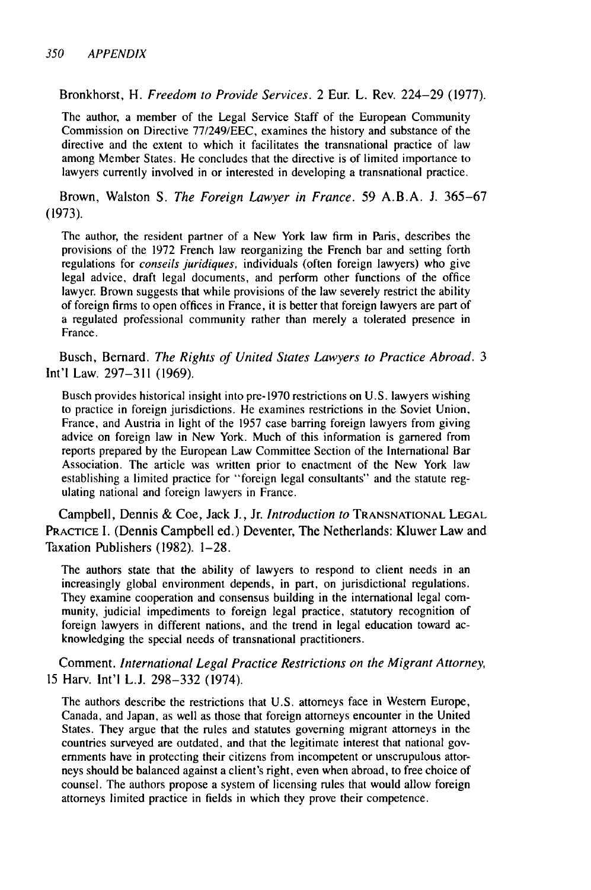Bronkhorst, H. *Freedom to Provide Services.* 2 Eur. L. Rev. 224–29 (1977).

The author, a member of the Legal Service Staff of the European Community Commission on Directive 77/249/EEC, examines the history and substance of the directive and the extent to which it facilitates the transnational practice of law among Member States. He concludes that the directive is of limited importance to lawyers currently involved in or interested in developing a transnational practice.

Brown, Walston S. *The Foreign Lawyer in France.* 59 A.B.A. J. 365–67 (1973).

The author, the resident partner of a New York law firm in Paris, describes the provisions of the 1972 French law reorganizing the French bar and setting forth regulations for *conseils juridiques*, individuals (often foreign lawyers) who give legal advice, draft legal documents, and perform other functions of the office lawyer. Brown suggests that while provisions of the law severely restrict the ability of foreign firms to open offices in France, it is better that foreign lawyers are part of a regulated professional community rather than merely a tolerated presence in France.

Busch, Bernard. *The Rights of United States Lawyers to Practice Abroad.* 3 Int'l Law. 297–311 (1969).

Busch provides historical insight into pre-1970 restrictions on U.S. lawyers wishing to practice in foreign jurisdictions. He examines restrictions in the Soviet Union, France, and Austria in light of the 1957 case barring foreign lawyers from giving advice on foreign law in New York. Much of this information is garnered from reports prepared by the European Law Committee Section of the International Bar Association. The article was written prior to enactment of the New York law establishing a limited practice for "foreign legal consultants" and the statute regulating national and foreign lawyers in France.

Campbell, Dennis & Coe, Jack J., Jr. *Introduction to* TRANSNATIONAL LEGAL PRACTICE I. (Dennis Campbell ed.) Deventer, The Netherlands: Kluwer Law and Taxation Publishers (1982). 1–28.

The authors state that the ability of lawyers to respond to client needs in an increasingly global environment depends, in part, on jurisdictional regulations. They examine cooperation and consensus building in the international legal community, judicial impediments to foreign legal practice, statutory recognition of foreign lawyers in different nations, and the trend in legal education toward acknowledging the special needs of transnational practitioners.

Comment. *International Legal Practice Restrictions on the Migrant Attorney,* 15 Harv. Int'l L.J. 298–332 (1974).

The authors describe the restrictions that U.S. attorneys face in Western Europe, Canada, and Japan, as well as those that foreign attorneys encounter in the United States. They argue that the rules and statutes governing migrant attorneys in the countries surveyed are outdated, and that the legitimate interest that national governments have in protecting their citizens from incompetent or unscrupulous attorneys should be balanced against a client's right, even when abroad, to free choice of counsel. The authors propose a system of licensing rules that would allow foreign attorneys limited practice in fields in which they prove their competence.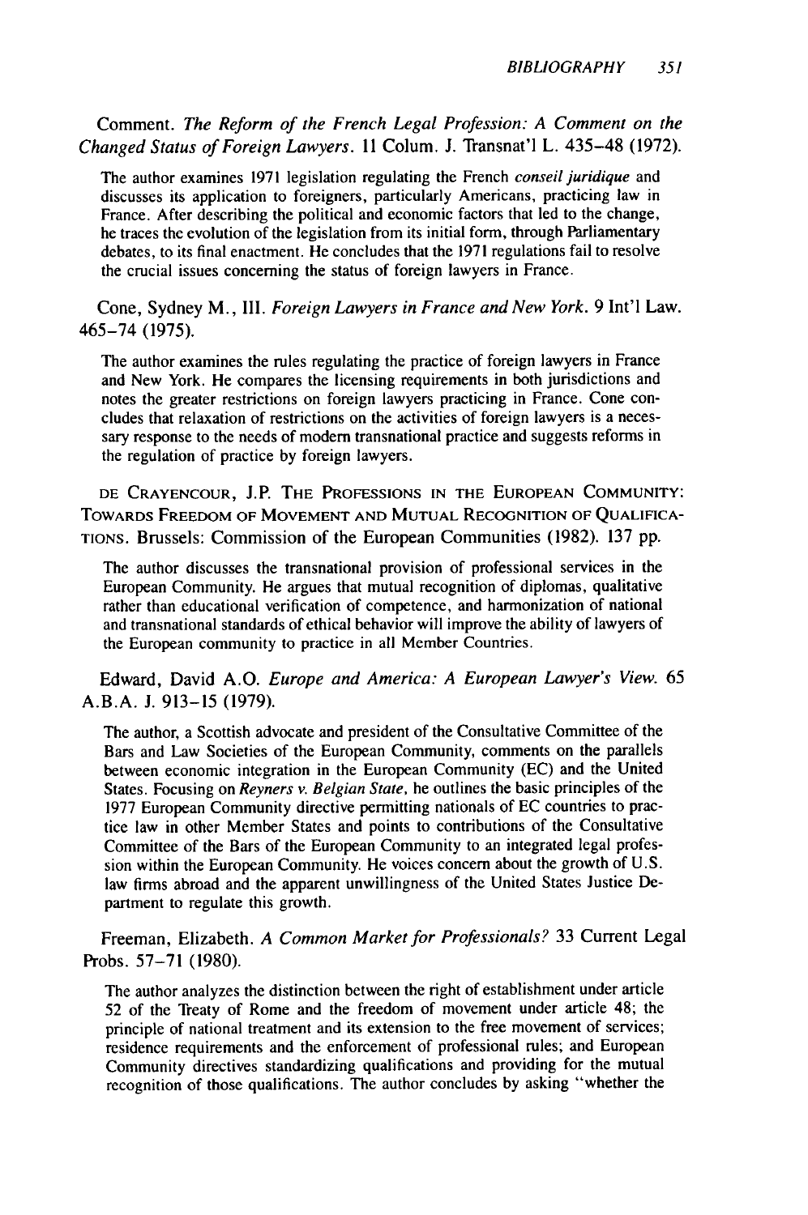Comment. *The Reform of the French Legal Profession: A Comment on the Changed Status of Foreign Lawyers.* 11 Colum. J. Transnat'l L. 435–48 (1972).

> The author examines 1971 legislation regulating the French *conseil juridique* and discusses its application to foreigners, particularly Americans, practicing law in France. After describing the political and economic factors that led to the change, he traces the evolution of the legislation from its initial form, through Parliamentary debates, to its final enactment. He concludes that the 1971 regulations fail to resolve the crucial issues concerning the status of foreign lawyers in France.

Cone, Sydney M., III. *Foreign Lawyers in France and New York.* 9 Int'l Law. 465–74 (1975).

> The author examines the rules regulating the practice of foreign lawyers in France and New York. He compares the licensing requirements in both jurisdictions and notes the greater restrictions on foreign lawyers practicing in France. Cone concludes that relaxation of restrictions on the activities of foreign lawyers is a necessary response to the needs of modern transnational practice and suggests reforms in the regulation of practice by foreign lawyers.

DE CRAYENCOUR, J.P. THE PROFESSIONS IN THE EUROPEAN COMMUNITY: TOWARDS FREEDOM OF MOVEMENT AND MUTUAL RECOGNITION OF QUALIFICATIONS. Brussels: Commission of the European Communities (1982). 137 pp.

> The author discusses the transnational provision of professional services in the European Community. He argues that mutual recognition of diplomas, qualitative rather than educational verification of competence, and harmonization of national and transnational standards of ethical behavior will improve the ability of lawyers of the European community to practice in all Member Countries.

Edward, David A.O. *Europe and America: A European Lawyer's View.* 65 A.B.A. J. 913–15 (1979).

> The author, a Scottish advocate and president of the Consultative Committee of the Bars and Law Societies of the European Community, comments on the parallels between economic integration in the European Community (EC) and the United States. Focusing on *Reyners v. Belgian State*, he outlines the basic principles of the 1977 European Community directive permitting nationals of EC countries to practice law in other Member States and points to contributions of the Consultative Committee of the Bars of the European Community to an integrated legal profession within the European Community. He voices concern about the growth of U.S. law firms abroad and the apparent unwillingness of the United States Justice Department to regulate this growth.

Freeman, Elizabeth. *A Common Market for Professionals?* 33 Current Legal Probs. 57–71 (1980).

> The author analyzes the distinction between the right of establishment under article 52 of the Treaty of Rome and the freedom of movement under article 48; the principle of national treatment and its extension to the free movement of services; residence requirements and the enforcement of professional rules; and European Community directives standardizing qualifications and providing for the mutual recognition of those qualifications. The author concludes by asking "whether the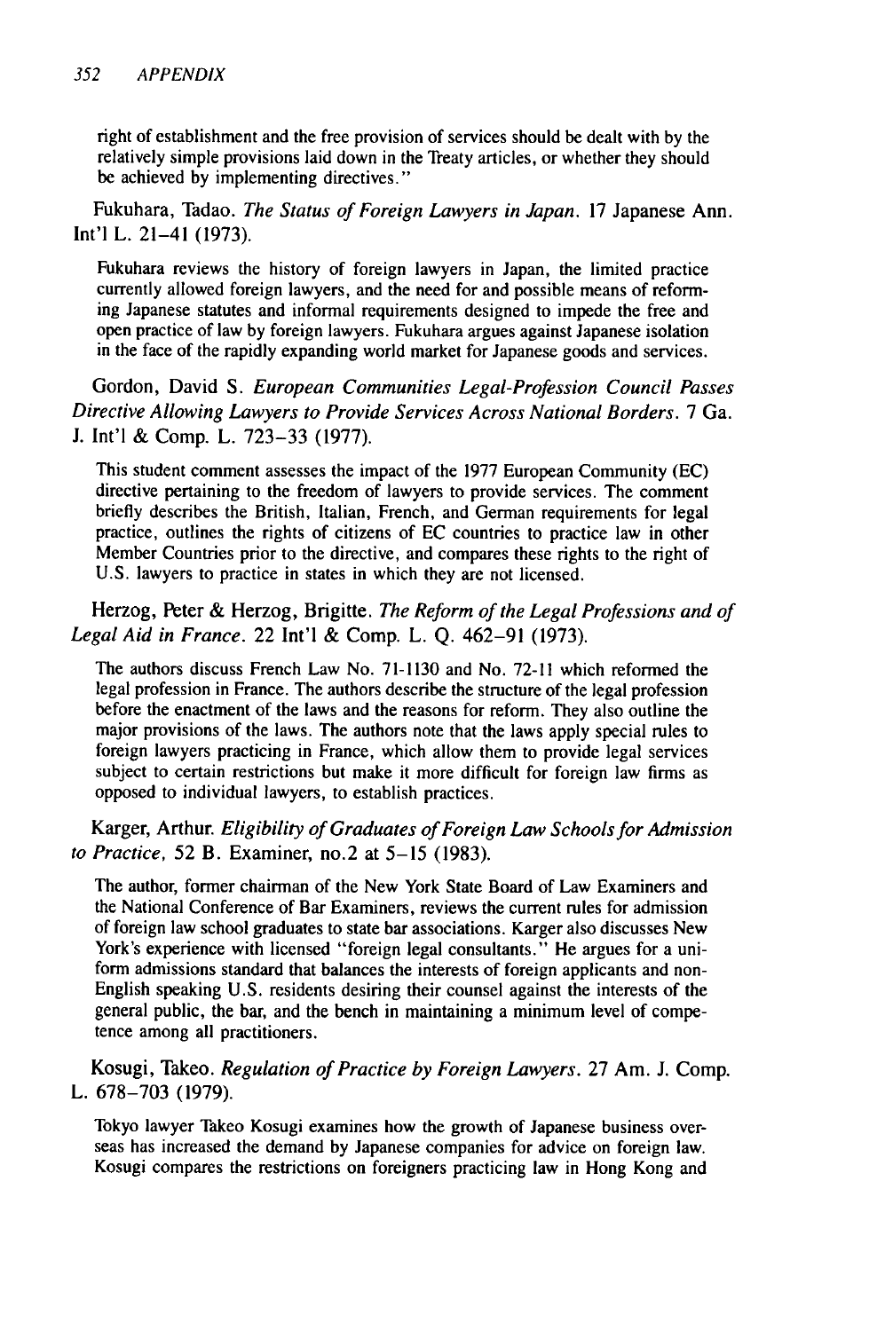right of establishment and the free provision of services should be dealt with by the relatively simple provisions laid down in the Treaty articles, or whether they should be achieved by implementing directives."

Fukuhara, Tadao. *The Status of Foreign Lawyers in Japan*. 17 Japanese Ann. Int'l L. 21–41 (1973).

Fukuhara reviews the history of foreign lawyers in Japan, the limited practice currently allowed foreign lawyers, and the need for and possible means of reforming Japanese statutes and informal requirements designed to impede the free and open practice of law by foreign lawyers. Fukuhara argues against Japanese isolation in the face of the rapidly expanding world market for Japanese goods and services.

Gordon, David S. *European Communities Legal-Profession Council Passes Directive Allowing Lawyers to Provide Services Across National Borders*. 7 Ga. J. Int'l & Comp. L. 723–33 (1977).

This student comment assesses the impact of the 1977 European Community (EC) directive pertaining to the freedom of lawyers to provide services. The comment briefly describes the British, Italian, French, and German requirements for legal practice, outlines the rights of citizens of EC countries to practice law in other Member Countries prior to the directive, and compares these rights to the right of U.S. lawyers to practice in states in which they are not licensed.

Herzog, Peter & Herzog, Brigitte. *The Reform of the Legal Professions and of Legal Aid in France*. 22 Int'l & Comp. L. Q. 462–91 (1973).

The authors discuss French Law No. 71-1130 and No. 72-11 which reformed the legal profession in France. The authors describe the structure of the legal profession before the enactment of the laws and the reasons for reform. They also outline the major provisions of the laws. The authors note that the laws apply special rules to foreign lawyers practicing in France, which allow them to provide legal services subject to certain restrictions but make it more difficult for foreign law firms as opposed to individual lawyers, to establish practices.

Karger, Arthur. *Eligibility of Graduates of Foreign Law Schools for Admission to Practice*, 52 B. Examiner, no.2 at 5–15 (1983).

The author, former chairman of the New York State Board of Law Examiners and the National Conference of Bar Examiners, reviews the current rules for admission of foreign law school graduates to state bar associations. Karger also discusses New York's experience with licensed "foreign legal consultants." He argues for a uniform admissions standard that balances the interests of foreign applicants and non-English speaking U.S. residents desiring their counsel against the interests of the general public, the bar, and the bench in maintaining a minimum level of competence among all practitioners.

Kosugi, Takeo. *Regulation of Practice by Foreign Lawyers*. 27 Am. J. Comp. L. 678–703 (1979).

Tokyo lawyer Takeo Kosugi examines how the growth of Japanese business overseas has increased the demand by Japanese companies for advice on foreign law. Kosugi compares the restrictions on foreigners practicing law in Hong Kong and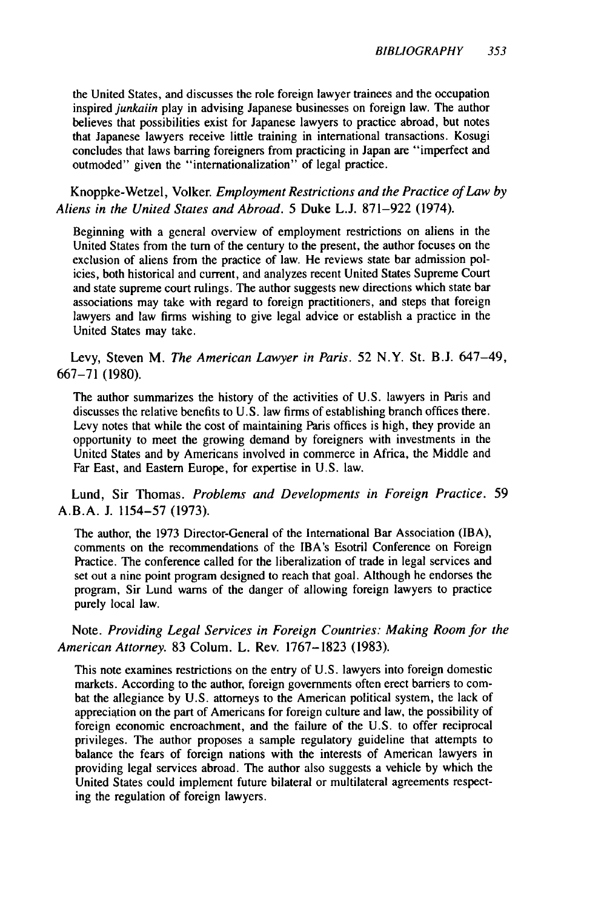the United States, and discusses the role foreign lawyer trainees and the occupation inspired *junkaiin* play in advising Japanese businesses on foreign law. The author believes that possibilities exist for Japanese lawyers to practice abroad, but notes that Japanese lawyers receive little training in international transactions. Kosugi concludes that laws barring foreigners from practicing in Japan are "imperfect and outmoded" given the "internationalization" of legal practice.

Knoppke-Wetzel, Volker. *Employment Restrictions and the Practice of Law by Aliens in the United States and Abroad.* 5 Duke L.J. 871–922 (1974).

Beginning with a general overview of employment restrictions on aliens in the United States from the turn of the century to the present, the author focuses on the exclusion of aliens from the practice of law. He reviews state bar admission policies, both historical and current, and analyzes recent United States Supreme Court and state supreme court rulings. The author suggests new directions which state bar associations may take with regard to foreign practitioners, and steps that foreign lawyers and law firms wishing to give legal advice or establish a practice in the United States may take.

Levy, Steven M. *The American Lawyer in Paris.* 52 N.Y. St. B.J. 647–49, 667–71 (1980).

The author summarizes the history of the activities of U.S. lawyers in Paris and discusses the relative benefits to U.S. law firms of establishing branch offices there. Levy notes that while the cost of maintaining Paris offices is high, they provide an opportunity to meet the growing demand by foreigners with investments in the United States and by Americans involved in commerce in Africa, the Middle and Far East, and Eastern Europe, for expertise in U.S. law.

Lund, Sir Thomas. *Problems and Developments in Foreign Practice.* 59 A.B.A. J. 1154–57 (1973).

The author, the 1973 Director-General of the International Bar Association (IBA), comments on the recommendations of the IBA's Esotril Conference on Foreign Practice. The conference called for the liberalization of trade in legal services and set out a nine point program designed to reach that goal. Although he endorses the program, Sir Lund warns of the danger of allowing foreign lawyers to practice purely local law.

Note. *Providing Legal Services in Foreign Countries: Making Room for the American Attorney.* 83 Colum. L. Rev. 1767–1823 (1983).

This note examines restrictions on the entry of U.S. lawyers into foreign domestic markets. According to the author, foreign governments often erect barriers to combat the allegiance by U.S. attorneys to the American political system, the lack of appreciation on the part of Americans for foreign culture and law, the possibility of foreign economic encroachment, and the failure of the U.S. to offer reciprocal privileges. The author proposes a sample regulatory guideline that attempts to balance the fears of foreign nations with the interests of American lawyers in providing legal services abroad. The author also suggests a vehicle by which the United States could implement future bilateral or multilateral agreements respecting the regulation of foreign lawyers.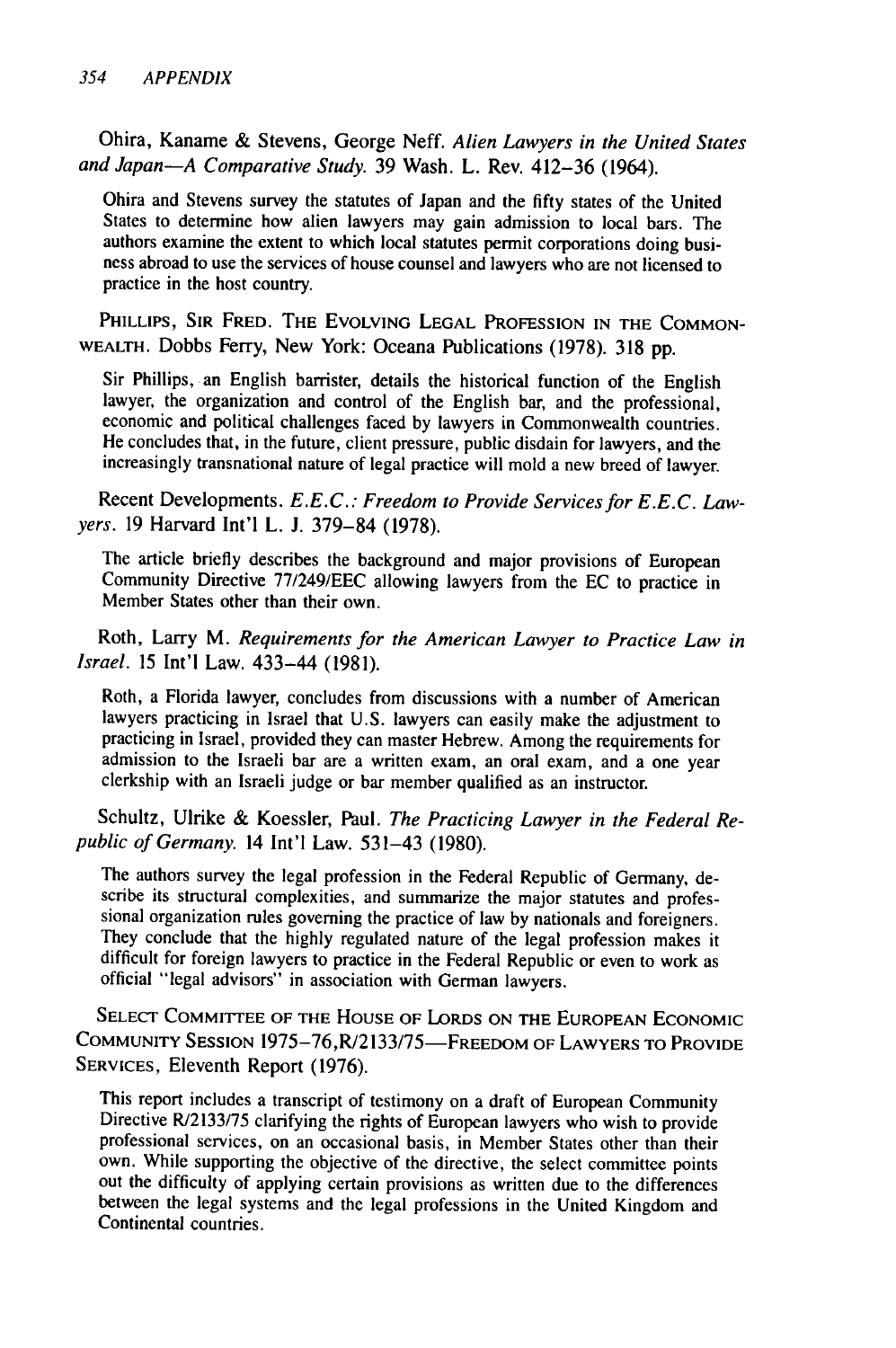Ohira, Kaname & Stevens, George Neff. *Alien Lawyers in the United States and Japan—A Comparative Study.* 39 Wash. L. Rev. 412–36 (1964).

> Ohira and Stevens survey the statutes of Japan and the fifty states of the United States to determine how alien lawyers may gain admission to local bars. The authors examine the extent to which local statutes permit corporations doing business abroad to use the services of house counsel and lawyers who are not licensed to practice in the host country.

PHILLIPS, SIR FRED. THE EVOLVING LEGAL PROFESSION IN THE COMMONWEALTH. Dobbs Ferry, New York: Oceana Publications (1978). 318 pp.

> Sir Phillips, an English barrister, details the historical function of the English lawyer, the organization and control of the English bar, and the professional, economic and political challenges faced by lawyers in Commonwealth countries. He concludes that, in the future, client pressure, public disdain for lawyers, and the increasingly transnational nature of legal practice will mold a new breed of lawyer.

Recent Developments. *E.E.C.: Freedom to Provide Services for E.E.C. Lawyers.* 19 Harvard Int'l L. J. 379–84 (1978).

> The article briefly describes the background and major provisions of European Community Directive 77/249/EEC allowing lawyers from the EC to practice in Member States other than their own.

Roth, Larry M. *Requirements for the American Lawyer to Practice Law in Israel.* 15 Int'l Law. 433–44 (1981).

> Roth, a Florida lawyer, concludes from discussions with a number of American lawyers practicing in Israel that U.S. lawyers can easily make the adjustment to practicing in Israel, provided they can master Hebrew. Among the requirements for admission to the Israeli bar are a written exam, an oral exam, and a one year clerkship with an Israeli judge or bar member qualified as an instructor.

Schultz, Ulrike & Koessler, Paul. *The Practicing Lawyer in the Federal Republic of Germany.* 14 Int'l Law. 531–43 (1980).

> The authors survey the legal profession in the Federal Republic of Germany, describe its structural complexities, and summarize the major statutes and professional organization rules governing the practice of law by nationals and foreigners. They conclude that the highly regulated nature of the legal profession makes it difficult for foreign lawyers to practice in the Federal Republic or even to work as official "legal advisors" in association with German lawyers.

SELECT COMMITTEE OF THE HOUSE OF LORDS ON THE EUROPEAN ECONOMIC COMMUNITY SESSION 1975–76,R/2133/75—FREEDOM OF LAWYERS TO PROVIDE SERVICES, Eleventh Report (1976).

> This report includes a transcript of testimony on a draft of European Community Directive R/2133/75 clarifying the rights of European lawyers who wish to provide professional services, on an occasional basis, in Member States other than their own. While supporting the objective of the directive, the select committee points out the difficulty of applying certain provisions as written due to the differences between the legal systems and the legal professions in the United Kingdom and Continental countries.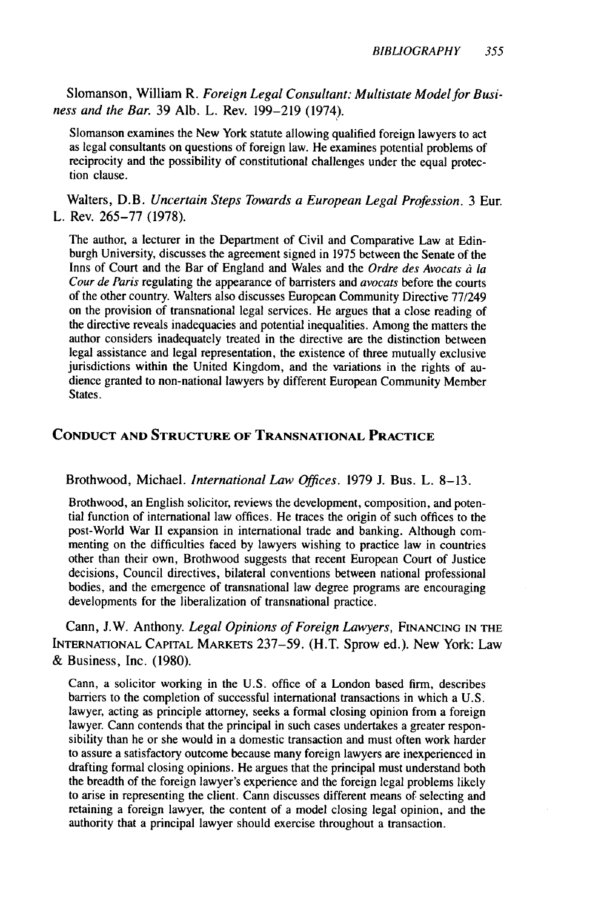Slomanson, William R. *Foreign Legal Consultant: Multistate Model for Business and the Bar.* 39 Alb. L. Rev. 199–219 (1974).

Slomanson examines the New York statute allowing qualified foreign lawyers to act as legal consultants on questions of foreign law. He examines potential problems of reciprocity and the possibility of constitutional challenges under the equal protection clause.

Walters, D.B. *Uncertain Steps Towards a European Legal Profession.* 3 Eur. L. Rev. 265–77 (1978).

The author, a lecturer in the Department of Civil and Comparative Law at Edinburgh University, discusses the agreement signed in 1975 between the Senate of the Inns of Court and the Bar of England and Wales and the *Ordre des Avocats à la Cour de Paris* regulating the appearance of barristers and *avocats* before the courts of the other country. Walters also discusses European Community Directive 77/249 on the provision of transnational legal services. He argues that a close reading of the directive reveals inadequacies and potential inequalities. Among the matters the author considers inadequately treated in the directive are the distinction between legal assistance and legal representation, the existence of three mutually exclusive jurisdictions within the United Kingdom, and the variations in the rights of audience granted to non-national lawyers by different European Community Member States.

## Conduct and Structure of Transnational Practice

Brothwood, Michael. *International Law Offices.* 1979 J. Bus. L. 8–13.

Brothwood, an English solicitor, reviews the development, composition, and potential function of international law offices. He traces the origin of such offices to the post-World War II expansion in international trade and banking. Although commenting on the difficulties faced by lawyers wishing to practice law in countries other than their own, Brothwood suggests that recent European Court of Justice decisions, Council directives, bilateral conventions between national professional bodies, and the emergence of transnational law degree programs are encouraging developments for the liberalization of transnational practice.

Cann, J.W. Anthony. *Legal Opinions of Foreign Lawyers,* Financing in the International Capital Markets 237–59. (H.T. Sprow ed.). New York: Law & Business, Inc. (1980).

Cann, a solicitor working in the U.S. office of a London based firm, describes barriers to the completion of successful international transactions in which a U.S. lawyer, acting as principle attorney, seeks a formal closing opinion from a foreign lawyer. Cann contends that the principal in such cases undertakes a greater responsibility than he or she would in a domestic transaction and must often work harder to assure a satisfactory outcome because many foreign lawyers are inexperienced in drafting formal closing opinions. He argues that the principal must understand both the breadth of the foreign lawyer's experience and the foreign legal problems likely to arise in representing the client. Cann discusses different means of selecting and retaining a foreign lawyer, the content of a model closing legal opinion, and the authority that a principal lawyer should exercise throughout a transaction.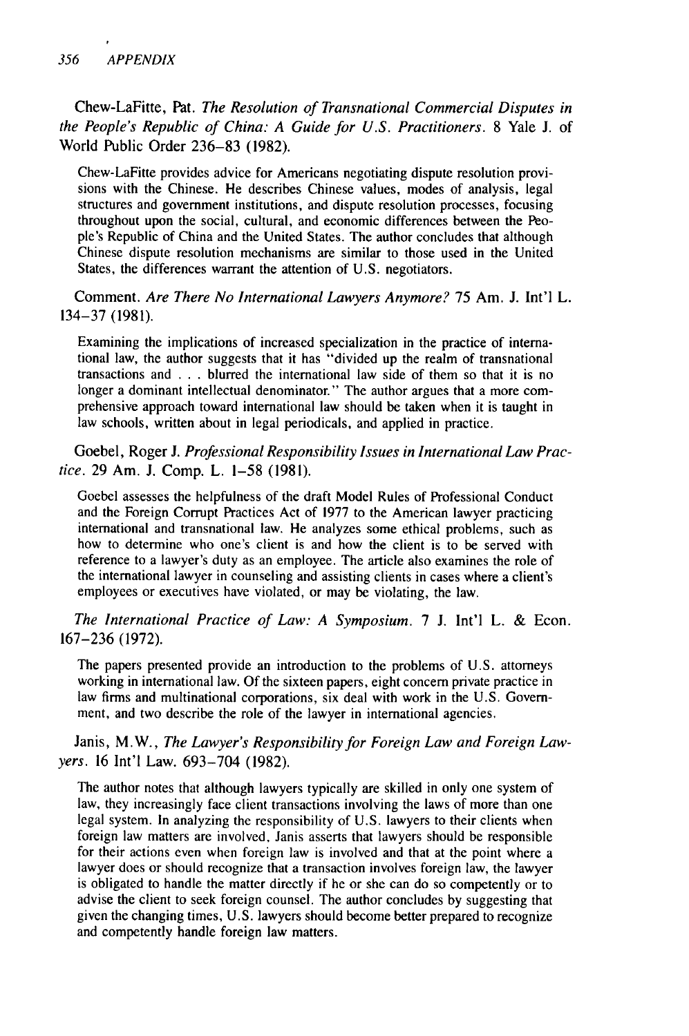Chew-LaFitte, Pat. *The Resolution of Transnational Commercial Disputes in the People's Republic of China: A Guide for U.S. Practitioners*. 8 Yale J. of World Public Order 236–83 (1982).

> Chew-LaFitte provides advice for Americans negotiating dispute resolution provisions with the Chinese. He describes Chinese values, modes of analysis, legal structures and government institutions, and dispute resolution processes, focusing throughout upon the social, cultural, and economic differences between the People's Republic of China and the United States. The author concludes that although Chinese dispute resolution mechanisms are similar to those used in the United States, the differences warrant the attention of U.S. negotiators.

Comment. *Are There No International Lawyers Anymore?* 75 Am. J. Int'l L. 134–37 (1981).

> Examining the implications of increased specialization in the practice of international law, the author suggests that it has "divided up the realm of transnational transactions and . . . blurred the international law side of them so that it is no longer a dominant intellectual denominator." The author argues that a more comprehensive approach toward international law should be taken when it is taught in law schools, written about in legal periodicals, and applied in practice.

Goebel, Roger J. *Professional Responsibility Issues in International Law Practice*. 29 Am. J. Comp. L. 1–58 (1981).

> Goebel assesses the helpfulness of the draft Model Rules of Professional Conduct and the Foreign Corrupt Practices Act of 1977 to the American lawyer practicing international and transnational law. He analyzes some ethical problems, such as how to determine who one's client is and how the client is to be served with reference to a lawyer's duty as an employee. The article also examines the role of the international lawyer in counseling and assisting clients in cases where a client's employees or executives have violated, or may be violating, the law.

*The International Practice of Law: A Symposium*. 7 J. Int'l L. & Econ. 167–236 (1972).

> The papers presented provide an introduction to the problems of U.S. attorneys working in international law. Of the sixteen papers, eight concern private practice in law firms and multinational corporations, six deal with work in the U.S. Government, and two describe the role of the lawyer in international agencies.

Janis, M.W., *The Lawyer's Responsibility for Foreign Law and Foreign Lawyers*. 16 Int'l Law. 693–704 (1982).

> The author notes that although lawyers typically are skilled in only one system of law, they increasingly face client transactions involving the laws of more than one legal system. In analyzing the responsibility of U.S. lawyers to their clients when foreign law matters are involved, Janis asserts that lawyers should be responsible for their actions even when foreign law is involved and that at the point where a lawyer does or should recognize that a transaction involves foreign law, the lawyer is obligated to handle the matter directly if he or she can do so competently or to advise the client to seek foreign counsel. The author concludes by suggesting that given the changing times, U.S. lawyers should become better prepared to recognize and competently handle foreign law matters.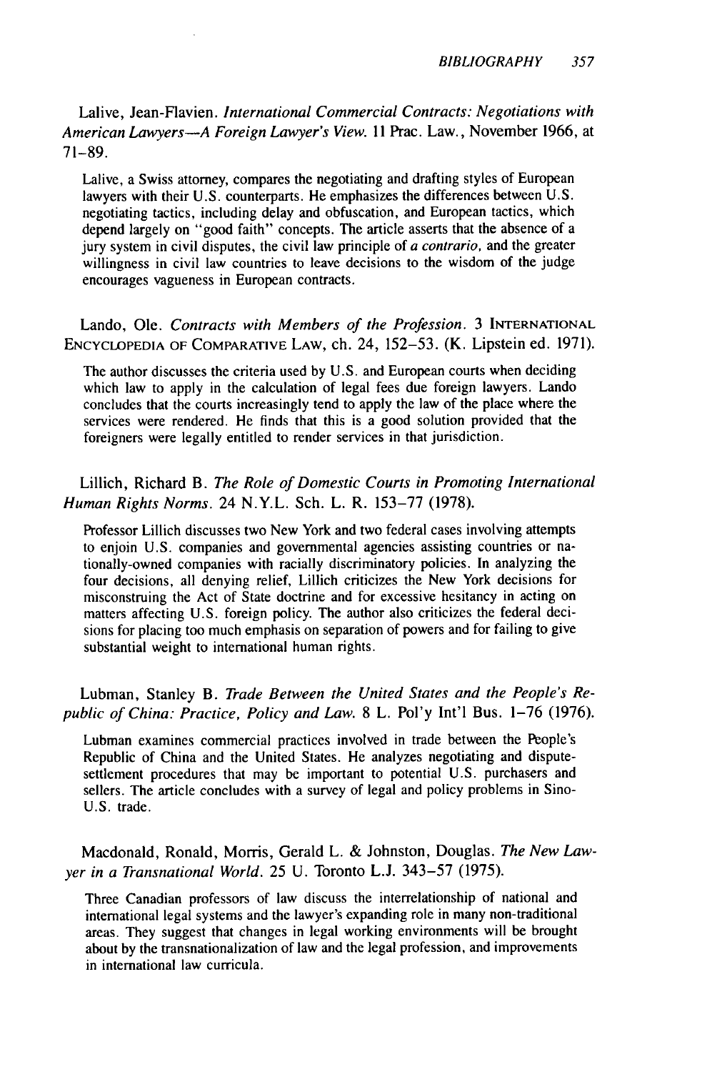Lalive, Jean-Flavien. *International Commercial Contracts: Negotiations with American Lawyers—A Foreign Lawyer's View.* 11 Prac. Law., November 1966, at 71–89.

Lalive, a Swiss attorney, compares the negotiating and drafting styles of European lawyers with their U.S. counterparts. He emphasizes the differences between U.S. negotiating tactics, including delay and obfuscation, and European tactics, which depend largely on "good faith" concepts. The article asserts that the absence of a jury system in civil disputes, the civil law principle of *a contrario*, and the greater willingness in civil law countries to leave decisions to the wisdom of the judge encourages vagueness in European contracts.

Lando, Ole. *Contracts with Members of the Profession.* 3 INTERNATIONAL ENCYCLOPEDIA OF COMPARATIVE LAW, ch. 24, 152–53. (K. Lipstein ed. 1971).

The author discusses the criteria used by U.S. and European courts when deciding which law to apply in the calculation of legal fees due foreign lawyers. Lando concludes that the courts increasingly tend to apply the law of the place where the services were rendered. He finds that this is a good solution provided that the foreigners were legally entitled to render services in that jurisdiction.

Lillich, Richard B. *The Role of Domestic Courts in Promoting International Human Rights Norms.* 24 N.Y.L. Sch. L. R. 153–77 (1978).

Professor Lillich discusses two New York and two federal cases involving attempts to enjoin U.S. companies and governmental agencies assisting countries or nationally-owned companies with racially discriminatory policies. In analyzing the four decisions, all denying relief, Lillich criticizes the New York decisions for misconstruing the Act of State doctrine and for excessive hesitancy in acting on matters affecting U.S. foreign policy. The author also criticizes the federal decisions for placing too much emphasis on separation of powers and for failing to give substantial weight to international human rights.

Lubman, Stanley B. *Trade Between the United States and the People's Republic of China: Practice, Policy and Law.* 8 L. Pol'y Int'l Bus. 1–76 (1976).

Lubman examines commercial practices involved in trade between the People's Republic of China and the United States. He analyzes negotiating and dispute-settlement procedures that may be important to potential U.S. purchasers and sellers. The article concludes with a survey of legal and policy problems in Sino-U.S. trade.

Macdonald, Ronald, Morris, Gerald L. & Johnston, Douglas. *The New Lawyer in a Transnational World.* 25 U. Toronto L.J. 343–57 (1975).

Three Canadian professors of law discuss the interrelationship of national and international legal systems and the lawyer's expanding role in many non-traditional areas. They suggest that changes in legal working environments will be brought about by the transnationalization of law and the legal profession, and improvements in international law curricula.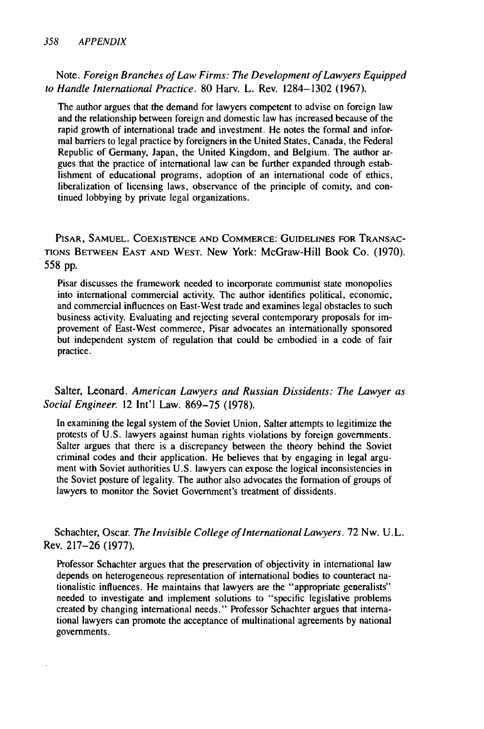Note. *Foreign Branches of Law Firms: The Development of Lawyers Equipped to Handle International Practice.* 80 Harv. L. Rev. 1284–1302 (1967).

The author argues that the demand for lawyers competent to advise on foreign law and the relationship between foreign and domestic law has increased because of the rapid growth of international trade and investment. He notes the formal and informal barriers to legal practice by foreigners in the United States, Canada, the Federal Republic of Germany, Japan, the United Kingdom, and Belgium. The author argues that the practice of international law can be further expanded through establishment of educational programs, adoption of an international code of ethics, liberalization of licensing laws, observance of the principle of comity, and continued lobbying by private legal organizations.

PISAR, SAMUEL. COEXISTENCE AND COMMERCE: GUIDELINES FOR TRANSACTIONS BETWEEN EAST AND WEST. New York: McGraw-Hill Book Co. (1970). 558 pp.

Pisar discusses the framework needed to incorporate communist state monopolies into international commercial activity. The author identifies political, economic, and commercial influences on East-West trade and examines legal obstacles to such business activity. Evaluating and rejecting several contemporary proposals for improvement of East-West commerce, Pisar advocates an internationally sponsored but independent system of regulation that could be embodied in a code of fair practice.

Salter, Leonard. *American Lawyers and Russian Dissidents: The Lawyer as Social Engineer.* 12 Int'l Law. 869–75 (1978).

In examining the legal system of the Soviet Union, Salter attempts to legitimize the protests of U.S. lawyers against human rights violations by foreign governments. Salter argues that there is a discrepancy between the theory behind the Soviet criminal codes and their application. He believes that by engaging in legal argument with Soviet authorities U.S. lawyers can expose the logical inconsistencies in the Soviet posture of legality. The author also advocates the formation of groups of lawyers to monitor the Soviet Government's treatment of dissidents.

Schachter, Oscar. *The Invisible College of International Lawyers.* 72 Nw. U.L. Rev. 217–26 (1977).

Professor Schachter argues that the preservation of objectivity in international law depends on heterogeneous representation of international bodies to counteract nationalistic influences. He maintains that lawyers are the "appropriate generalists" needed to investigate and implement solutions to "specific legislative problems created by changing international needs." Professor Schachter argues that international lawyers can promote the acceptance of multinational agreements by national governments.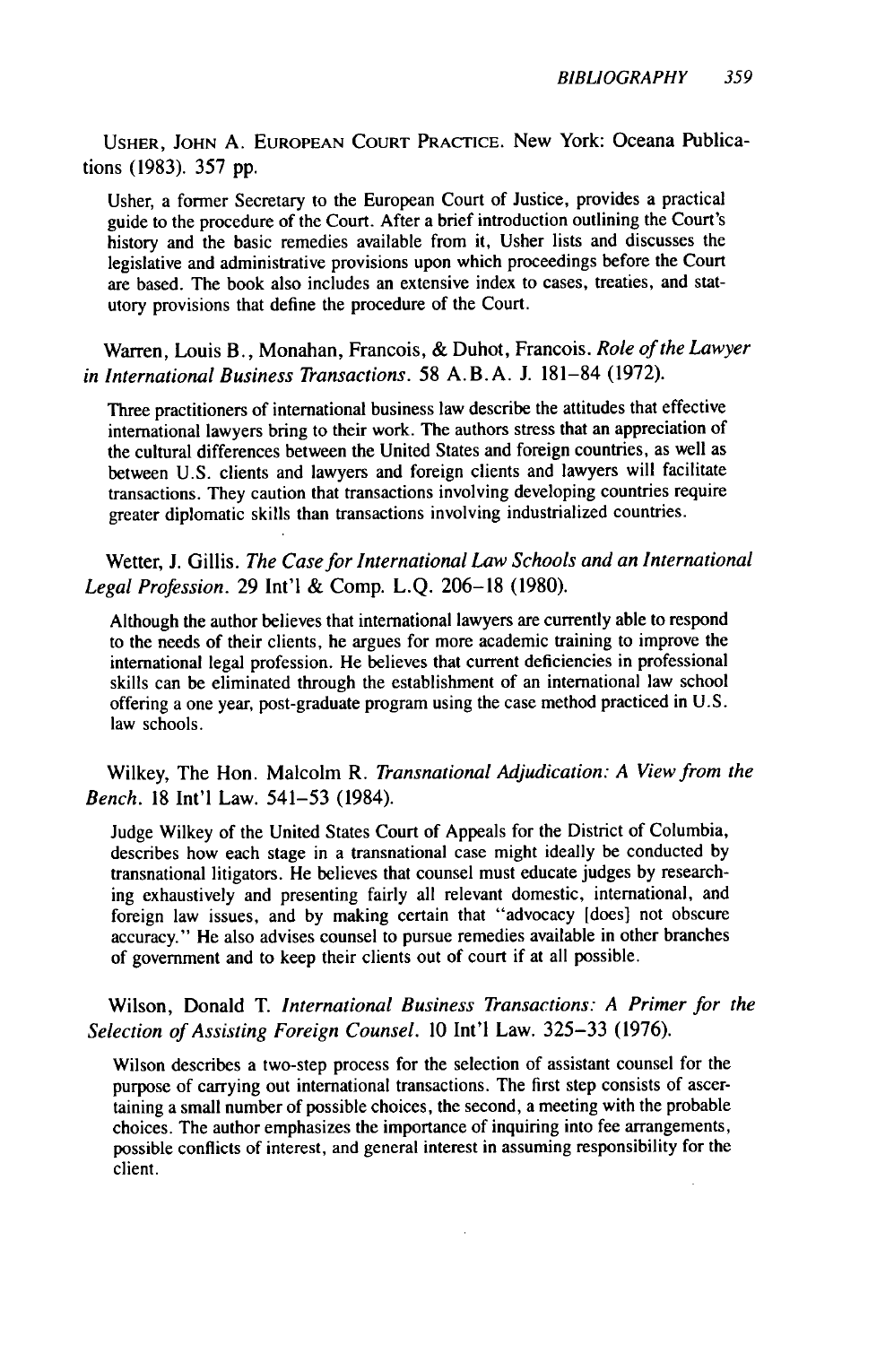USHER, JOHN A. EUROPEAN COURT PRACTICE. New York: Oceana Publications (1983). 357 pp.

Usher, a former Secretary to the European Court of Justice, provides a practical guide to the procedure of the Court. After a brief introduction outlining the Court's history and the basic remedies available from it, Usher lists and discusses the legislative and administrative provisions upon which proceedings before the Court are based. The book also includes an extensive index to cases, treaties, and statutory provisions that define the procedure of the Court.

Warren, Louis B., Monahan, Francois, & Duhot, Francois. *Role of the Lawyer in International Business Transactions*. 58 A.B.A. J. 181–84 (1972).

Three practitioners of international business law describe the attitudes that effective international lawyers bring to their work. The authors stress that an appreciation of the cultural differences between the United States and foreign countries, as well as between U.S. clients and lawyers and foreign clients and lawyers will facilitate transactions. They caution that transactions involving developing countries require greater diplomatic skills than transactions involving industrialized countries.

Wetter, J. Gillis. *The Case for International Law Schools and an International Legal Profession*. 29 Int'l & Comp. L.Q. 206–18 (1980).

Although the author believes that international lawyers are currently able to respond to the needs of their clients, he argues for more academic training to improve the international legal profession. He believes that current deficiencies in professional skills can be eliminated through the establishment of an international law school offering a one year, post-graduate program using the case method practiced in U.S. law schools.

Wilkey, The Hon. Malcolm R. *Transnational Adjudication: A View from the Bench*. 18 Int'l Law. 541–53 (1984).

Judge Wilkey of the United States Court of Appeals for the District of Columbia, describes how each stage in a transnational case might ideally be conducted by transnational litigators. He believes that counsel must educate judges by researching exhaustively and presenting fairly all relevant domestic, international, and foreign law issues, and by making certain that "advocacy [does] not obscure accuracy." He also advises counsel to pursue remedies available in other branches of government and to keep their clients out of court if at all possible.

Wilson, Donald T. *International Business Transactions: A Primer for the Selection of Assisting Foreign Counsel*. 10 Int'l Law. 325–33 (1976).

Wilson describes a two-step process for the selection of assistant counsel for the purpose of carrying out international transactions. The first step consists of ascertaining a small number of possible choices, the second, a meeting with the probable choices. The author emphasizes the importance of inquiring into fee arrangements, possible conflicts of interest, and general interest in assuming responsibility for the client.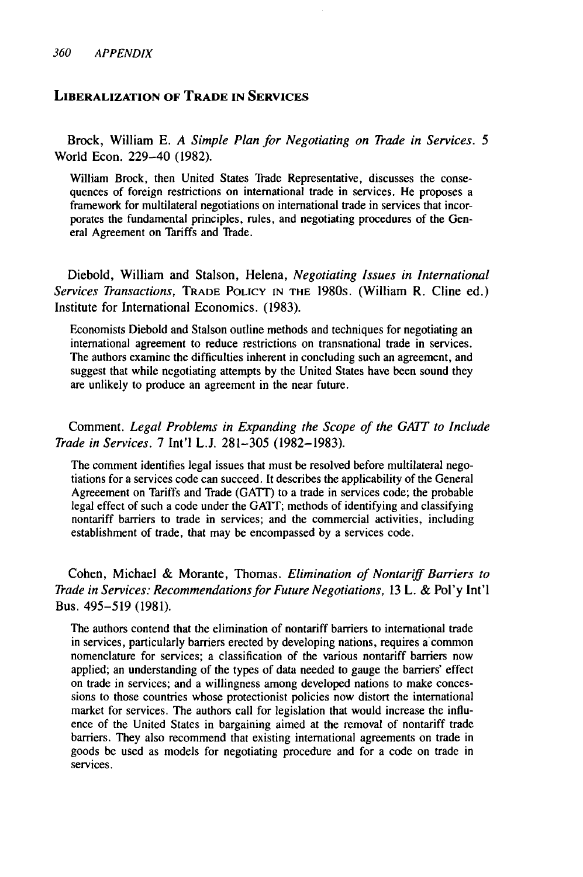## LIBERALIZATION OF TRADE IN SERVICES

Brock, William E. *A Simple Plan for Negotiating on Trade in Services*. 5 World Econ. 229–40 (1982).

William Brock, then United States Trade Representative, discusses the consequences of foreign restrictions on international trade in services. He proposes a framework for multilateral negotiations on international trade in services that incorporates the fundamental principles, rules, and negotiating procedures of the General Agreement on Tariffs and Trade.

Diebold, William and Stalson, Helena, *Negotiating Issues in International Services Transactions,* TRADE POLICY IN THE 1980S. (William R. Cline ed.) Institute for International Economics. (1983).

Economists Diebold and Stalson outline methods and techniques for negotiating an international agreement to reduce restrictions on transnational trade in services. The authors examine the difficulties inherent in concluding such an agreement, and suggest that while negotiating attempts by the United States have been sound they are unlikely to produce an agreement in the near future.

Comment. *Legal Problems in Expanding the Scope of the GATT to Include Trade in Services*. 7 Int'l L.J. 281–305 (1982–1983).

The comment identifies legal issues that must be resolved before multilateral negotiations for a services code can succeed. It describes the applicability of the General Agreement on Tariffs and Trade (GATT) to a trade in services code; the probable legal effect of such a code under the GATT; methods of identifying and classifying nontariff barriers to trade in services; and the commercial activities, including establishment of trade, that may be encompassed by a services code.

Cohen, Michael & Morante, Thomas. *Elimination of Nontariff Barriers to Trade in Services: Recommendations for Future Negotiations,* 13 L. & Pol'y Int'l Bus. 495–519 (1981).

The authors contend that the elimination of nontariff barriers to international trade in services, particularly barriers erected by developing nations, requires a common nomenclature for services; a classification of the various nontariff barriers now applied; an understanding of the types of data needed to gauge the barriers' effect on trade in services; and a willingness among developed nations to make concessions to those countries whose protectionist policies now distort the international market for services. The authors call for legislation that would increase the influence of the United States in bargaining aimed at the removal of nontariff trade barriers. They also recommend that existing international agreements on trade in goods be used as models for negotiating procedure and for a code on trade in services.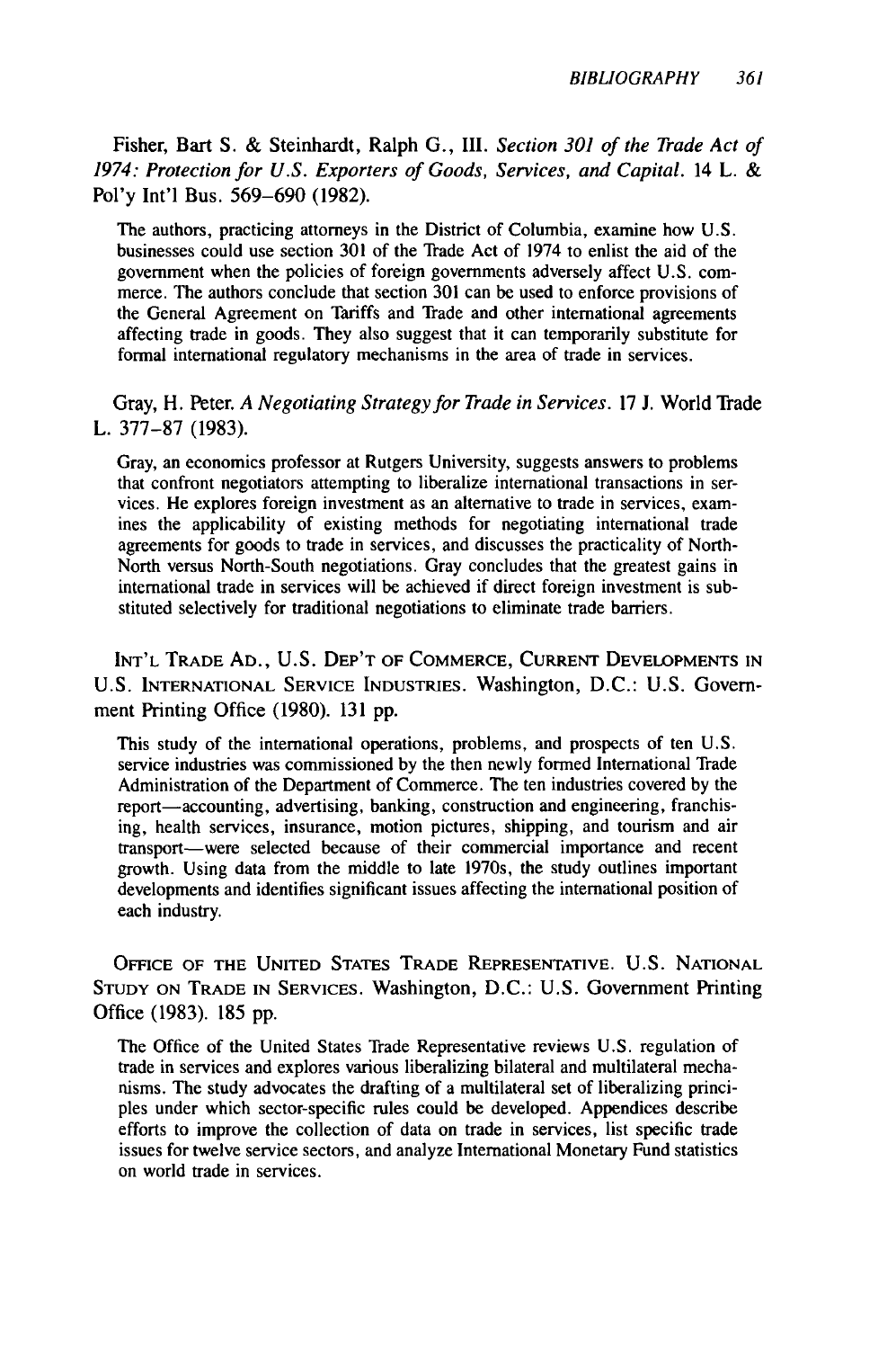Fisher, Bart S. & Steinhardt, Ralph G., III. *Section 301 of the Trade Act of 1974: Protection for U.S. Exporters of Goods, Services, and Capital.* 14 L. & Pol'y Int'l Bus. 569–690 (1982).

The authors, practicing attorneys in the District of Columbia, examine how U.S. businesses could use section 301 of the Trade Act of 1974 to enlist the aid of the government when the policies of foreign governments adversely affect U.S. commerce. The authors conclude that section 301 can be used to enforce provisions of the General Agreement on Tariffs and Trade and other international agreements affecting trade in goods. They also suggest that it can temporarily substitute for formal international regulatory mechanisms in the area of trade in services.

Gray, H. Peter. *A Negotiating Strategy for Trade in Services.* 17 J. World Trade L. 377–87 (1983).

Gray, an economics professor at Rutgers University, suggests answers to problems that confront negotiators attempting to liberalize international transactions in services. He explores foreign investment as an alternative to trade in services, examines the applicability of existing methods for negotiating international trade agreements for goods to trade in services, and discusses the practicality of North-North versus North-South negotiations. Gray concludes that the greatest gains in international trade in services will be achieved if direct foreign investment is substituted selectively for traditional negotiations to eliminate trade barriers.

INT'L TRADE AD., U.S. DEP'T OF COMMERCE, CURRENT DEVELOPMENTS IN U.S. INTERNATIONAL SERVICE INDUSTRIES. Washington, D.C.: U.S. Government Printing Office (1980). 131 pp.

This study of the international operations, problems, and prospects of ten U.S. service industries was commissioned by the then newly formed International Trade Administration of the Department of Commerce. The ten industries covered by the report—accounting, advertising, banking, construction and engineering, franchising, health services, insurance, motion pictures, shipping, and tourism and air transport—were selected because of their commercial importance and recent growth. Using data from the middle to late 1970s, the study outlines important developments and identifies significant issues affecting the international position of each industry.

OFFICE OF THE UNITED STATES TRADE REPRESENTATIVE. U.S. NATIONAL STUDY ON TRADE IN SERVICES. Washington, D.C.: U.S. Government Printing Office (1983). 185 pp.

The Office of the United States Trade Representative reviews U.S. regulation of trade in services and explores various liberalizing bilateral and multilateral mechanisms. The study advocates the drafting of a multilateral set of liberalizing principles under which sector-specific rules could be developed. Appendices describe efforts to improve the collection of data on trade in services, list specific trade issues for twelve service sectors, and analyze International Monetary Fund statistics on world trade in services.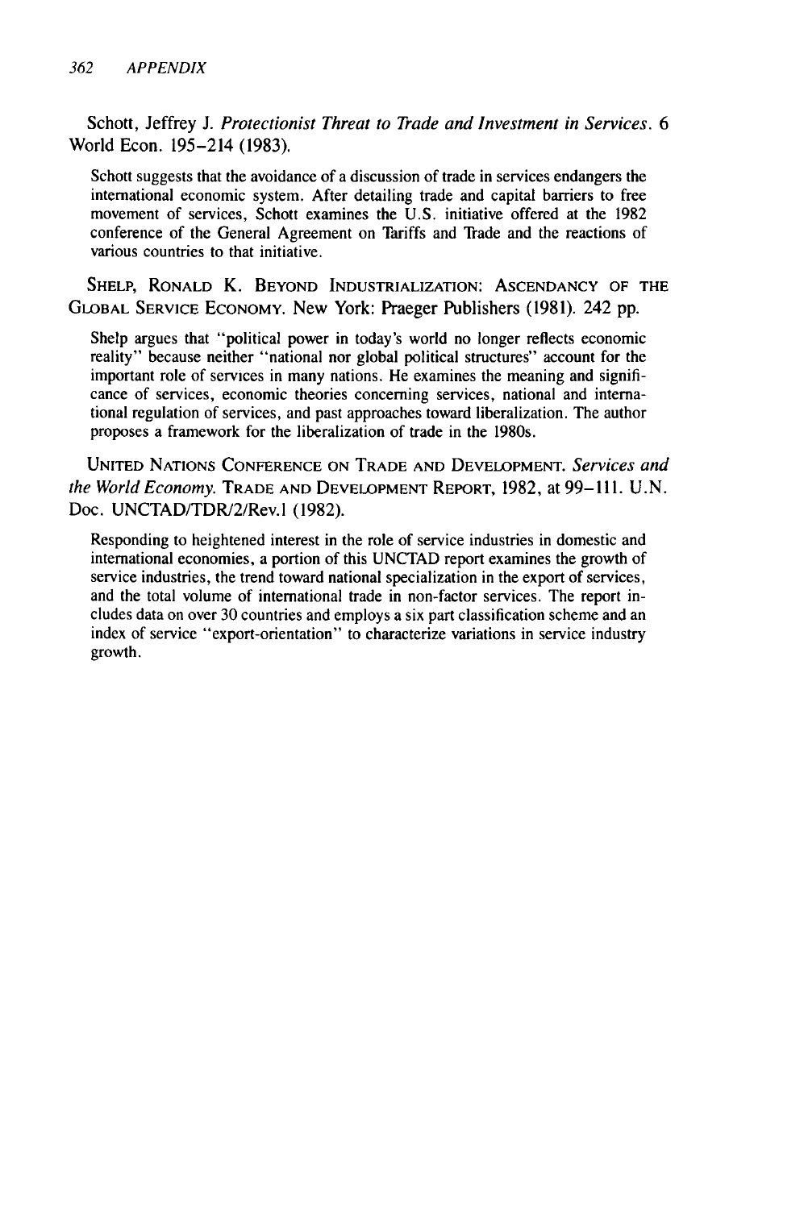Schott, Jeffrey J. *Protectionist Threat to Trade and Investment in Services*. 6 World Econ. 195–214 (1983).

> Schott suggests that the avoidance of a discussion of trade in services endangers the international economic system. After detailing trade and capital barriers to free movement of services, Schott examines the U.S. initiative offered at the 1982 conference of the General Agreement on Tariffs and Trade and the reactions of various countries to that initiative.

SHELP, RONALD K. BEYOND INDUSTRIALIZATION: ASCENDANCY OF THE GLOBAL SERVICE ECONOMY. New York: Praeger Publishers (1981). 242 pp.

> Shelp argues that "political power in today's world no longer reflects economic reality" because neither "national nor global political structures" account for the important role of services in many nations. He examines the meaning and significance of services, economic theories concerning services, national and international regulation of services, and past approaches toward liberalization. The author proposes a framework for the liberalization of trade in the 1980s.

UNITED NATIONS CONFERENCE ON TRADE AND DEVELOPMENT. *Services and the World Economy.* TRADE AND DEVELOPMENT REPORT, 1982, at 99–111. U.N. Doc. UNCTAD/TDR/2/Rev.1 (1982).

> Responding to heightened interest in the role of service industries in domestic and international economies, a portion of this UNCTAD report examines the growth of service industries, the trend toward national specialization in the export of services, and the total volume of international trade in non-factor services. The report includes data on over 30 countries and employs a six part classification scheme and an index of service "export-orientation" to characterize variations in service industry growth.